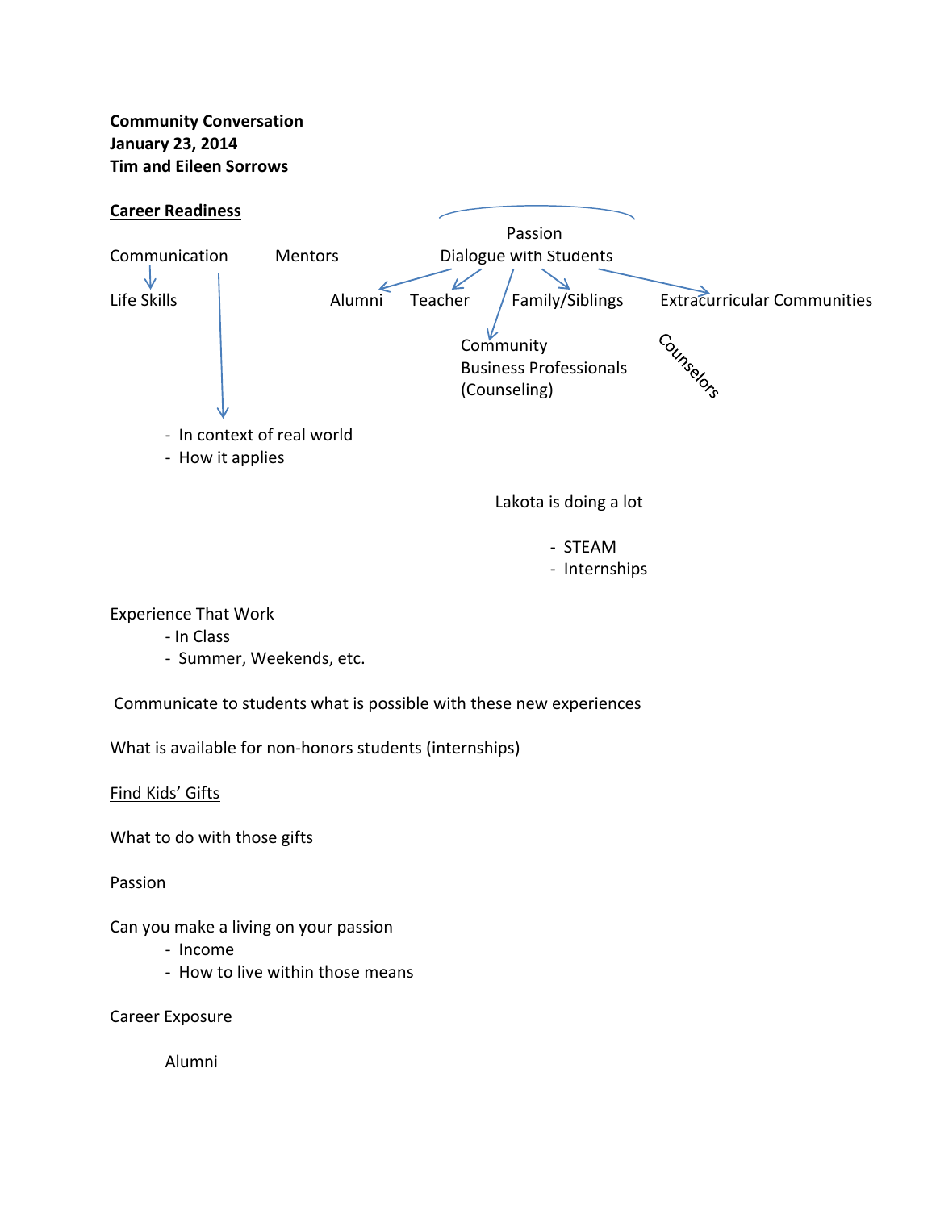**Community Conversation**
**January 23, 2014**
**Tim and Eileen Sorrows**

<u>Career Readiness</u>

Passion

Communication → Life Skills

Mentors

Dialogue with Students
- Alumni
- Teacher
- Family/Siblings
- Extracurricular Communities
- Community Business Professionals (Counseling)

Counselors

- In context of real world
- How it applies

Lakota is doing a lot

- STEAM
- Internships

Experience That Work
- In Class
- Summer, Weekends, etc.

Communicate to students what is possible with these new experiences

What is available for non-honors students (internships)

<u>Find Kids' Gifts</u>

What to do with those gifts

Passion

Can you make a living on your passion
- Income
- How to live within those means

Career Exposure

Alumni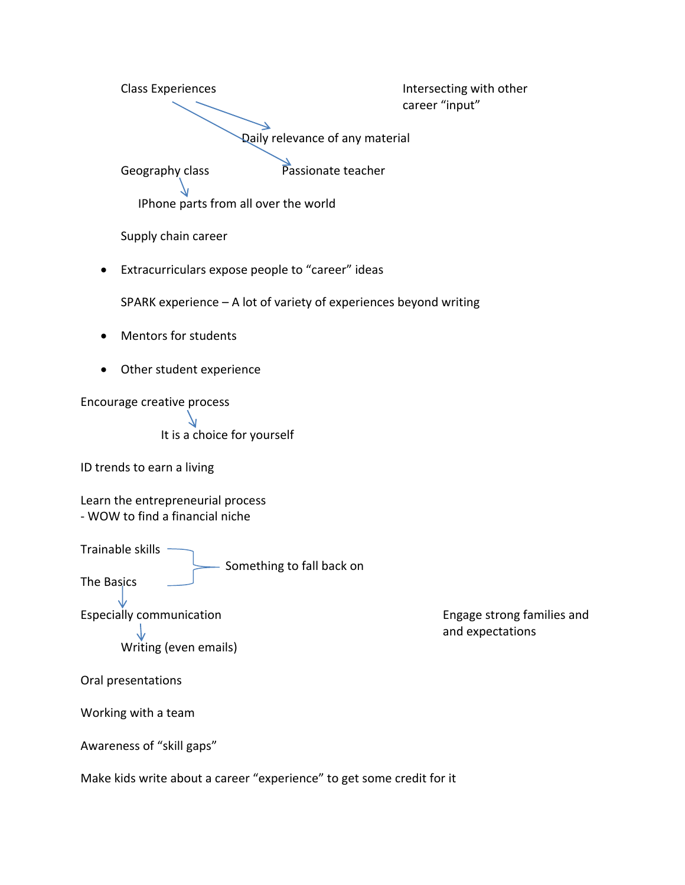Class Experiences

Intersecting with other career "input"

Daily relevance of any material

Geography class

Passionate teacher

IPhone parts from all over the world

Supply chain career

- Extracurriculars expose people to "career" ideas

SPARK experience – A lot of variety of experiences beyond writing

- Mentors for students
- Other student experience

Encourage creative process

It is a choice for yourself

ID trends to earn a living

Learn the entrepreneurial process
- WOW to find a financial niche

Trainable skills

The Basics

Something to fall back on

Especially communication

Writing (even emails)

Engage strong families and and expectations

Oral presentations

Working with a team

Awareness of "skill gaps"

Make kids write about a career "experience" to get some credit for it